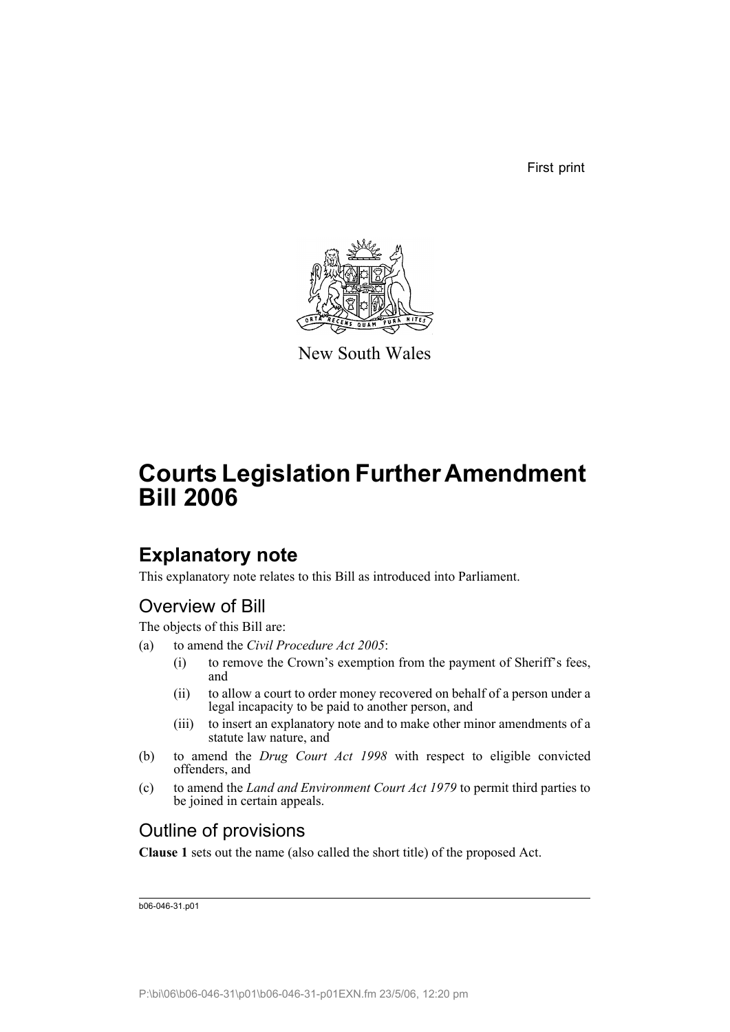First print

New South Wales

# Courts Legislation Further Amendment Bill 2006

## Explanatory note

This explanatory note relates to this Bill as introduced into Parliament.

### Overview of Bill

The objects of this Bill are:

(a) to amend the *Civil Procedure Act 2005*:

   (i) to remove the Crown's exemption from the payment of Sheriff's fees, and

   (ii) to allow a court to order money recovered on behalf of a person under a legal incapacity to be paid to another person, and

   (iii) to insert an explanatory note and to make other minor amendments of a statute law nature, and

(b) to amend the *Drug Court Act 1998* with respect to eligible convicted offenders, and

(c) to amend the *Land and Environment Court Act 1979* to permit third parties to be joined in certain appeals.

### Outline of provisions

**Clause 1** sets out the name (also called the short title) of the proposed Act.

b06-046-31.p01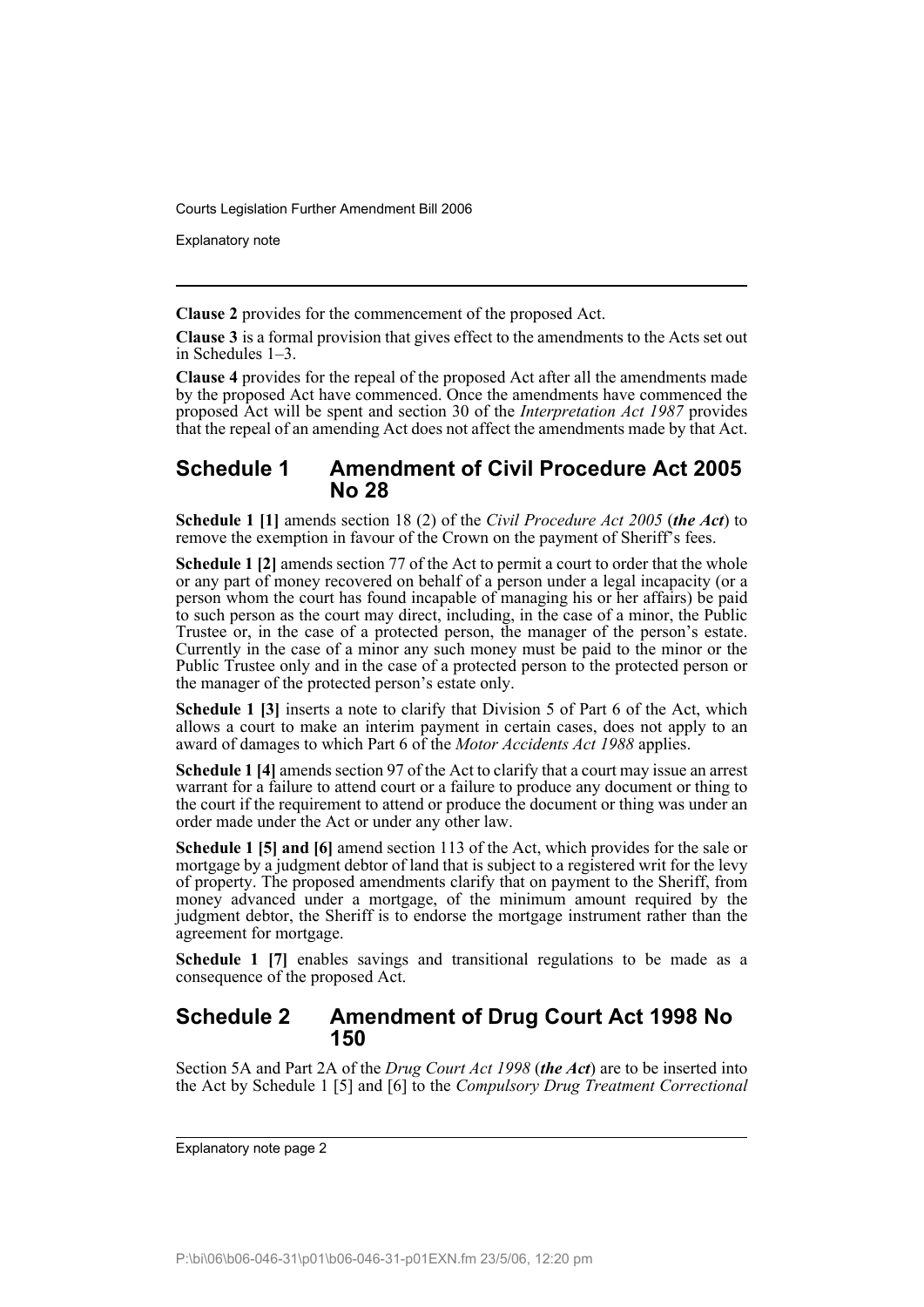**Clause 2** provides for the commencement of the proposed Act.

**Clause 3** is a formal provision that gives effect to the amendments to the Acts set out in Schedules 1–3.

**Clause 4** provides for the repeal of the proposed Act after all the amendments made by the proposed Act have commenced. Once the amendments have commenced the proposed Act will be spent and section 30 of the *Interpretation Act 1987* provides that the repeal of an amending Act does not affect the amendments made by that Act.

## Schedule 1 Amendment of Civil Procedure Act 2005 No 28

**Schedule 1 [1]** amends section 18 (2) of the *Civil Procedure Act 2005* (***the Act***) to remove the exemption in favour of the Crown on the payment of Sheriff's fees.

**Schedule 1 [2]** amends section 77 of the Act to permit a court to order that the whole or any part of money recovered on behalf of a person under a legal incapacity (or a person whom the court has found incapable of managing his or her affairs) be paid to such person as the court may direct, including, in the case of a minor, the Public Trustee or, in the case of a protected person, the manager of the person's estate. Currently in the case of a minor any such money must be paid to the minor or the Public Trustee only and in the case of a protected person to the protected person or the manager of the protected person's estate only.

**Schedule 1 [3]** inserts a note to clarify that Division 5 of Part 6 of the Act, which allows a court to make an interim payment in certain cases, does not apply to an award of damages to which Part 6 of the *Motor Accidents Act 1988* applies.

**Schedule 1 [4]** amends section 97 of the Act to clarify that a court may issue an arrest warrant for a failure to attend court or a failure to produce any document or thing to the court if the requirement to attend or produce the document or thing was under an order made under the Act or under any other law.

**Schedule 1 [5] and [6]** amend section 113 of the Act, which provides for the sale or mortgage by a judgment debtor of land that is subject to a registered writ for the levy of property. The proposed amendments clarify that on payment to the Sheriff, from money advanced under a mortgage, of the minimum amount required by the judgment debtor, the Sheriff is to endorse the mortgage instrument rather than the agreement for mortgage.

**Schedule 1 [7]** enables savings and transitional regulations to be made as a consequence of the proposed Act.

## Schedule 2 Amendment of Drug Court Act 1998 No 150

Section 5A and Part 2A of the *Drug Court Act 1998* (***the Act***) are to be inserted into the Act by Schedule 1 [5] and [6] to the *Compulsory Drug Treatment Correctional*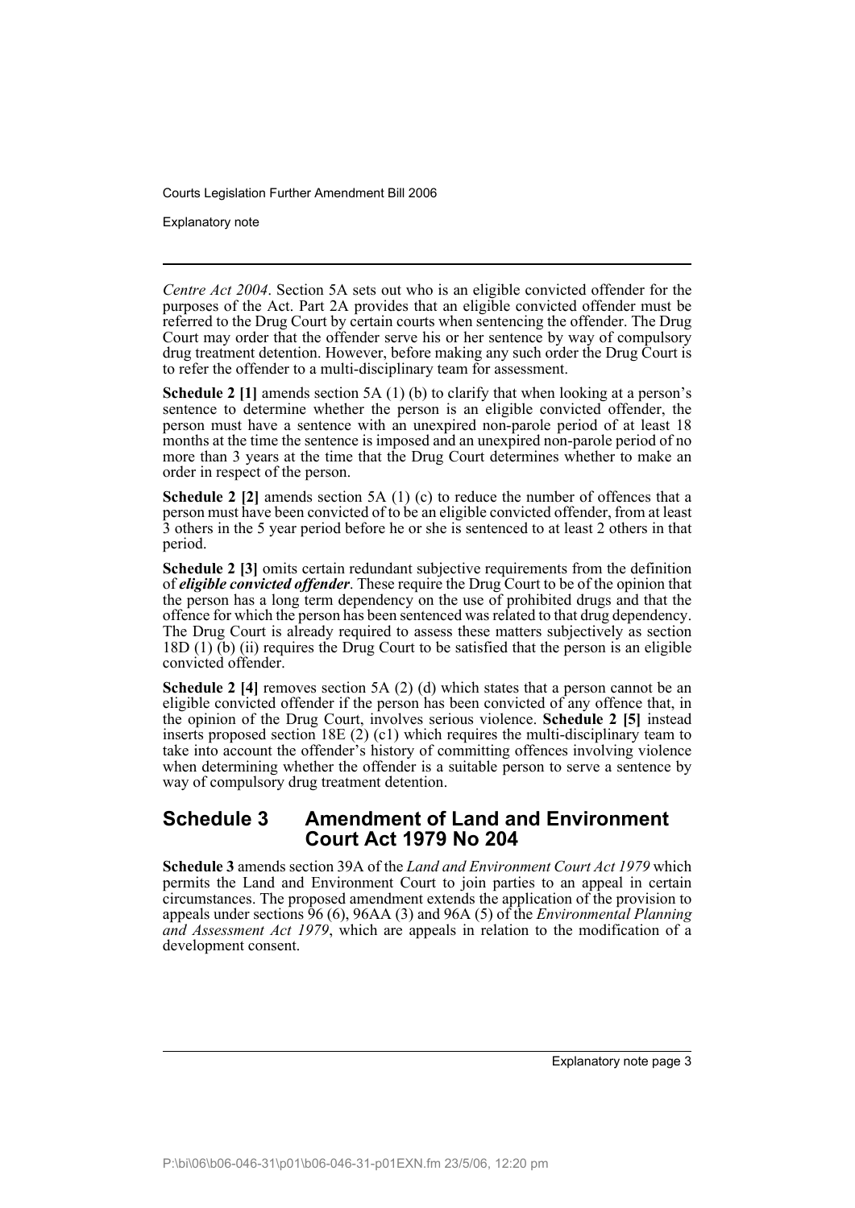*Centre Act 2004*. Section 5A sets out who is an eligible convicted offender for the purposes of the Act. Part 2A provides that an eligible convicted offender must be referred to the Drug Court by certain courts when sentencing the offender. The Drug Court may order that the offender serve his or her sentence by way of compulsory drug treatment detention. However, before making any such order the Drug Court is to refer the offender to a multi-disciplinary team for assessment.

**Schedule 2 [1]** amends section 5A (1) (b) to clarify that when looking at a person's sentence to determine whether the person is an eligible convicted offender, the person must have a sentence with an unexpired non-parole period of at least 18 months at the time the sentence is imposed and an unexpired non-parole period of no more than 3 years at the time that the Drug Court determines whether to make an order in respect of the person.

**Schedule 2 [2]** amends section 5A (1) (c) to reduce the number of offences that a person must have been convicted of to be an eligible convicted offender, from at least 3 others in the 5 year period before he or she is sentenced to at least 2 others in that period.

**Schedule 2 [3]** omits certain redundant subjective requirements from the definition of ***eligible convicted offender***. These require the Drug Court to be of the opinion that the person has a long term dependency on the use of prohibited drugs and that the offence for which the person has been sentenced was related to that drug dependency. The Drug Court is already required to assess these matters subjectively as section 18D (1) (b) (ii) requires the Drug Court to be satisfied that the person is an eligible convicted offender.

**Schedule 2 [4]** removes section 5A (2) (d) which states that a person cannot be an eligible convicted offender if the person has been convicted of any offence that, in the opinion of the Drug Court, involves serious violence. **Schedule 2 [5]** instead inserts proposed section 18E (2) (c1) which requires the multi-disciplinary team to take into account the offender's history of committing offences involving violence when determining whether the offender is a suitable person to serve a sentence by way of compulsory drug treatment detention.

## Schedule 3 Amendment of Land and Environment Court Act 1979 No 204

**Schedule 3** amends section 39A of the *Land and Environment Court Act 1979* which permits the Land and Environment Court to join parties to an appeal in certain circumstances. The proposed amendment extends the application of the provision to appeals under sections 96 (6), 96AA (3) and 96A (5) of the *Environmental Planning and Assessment Act 1979*, which are appeals in relation to the modification of a development consent.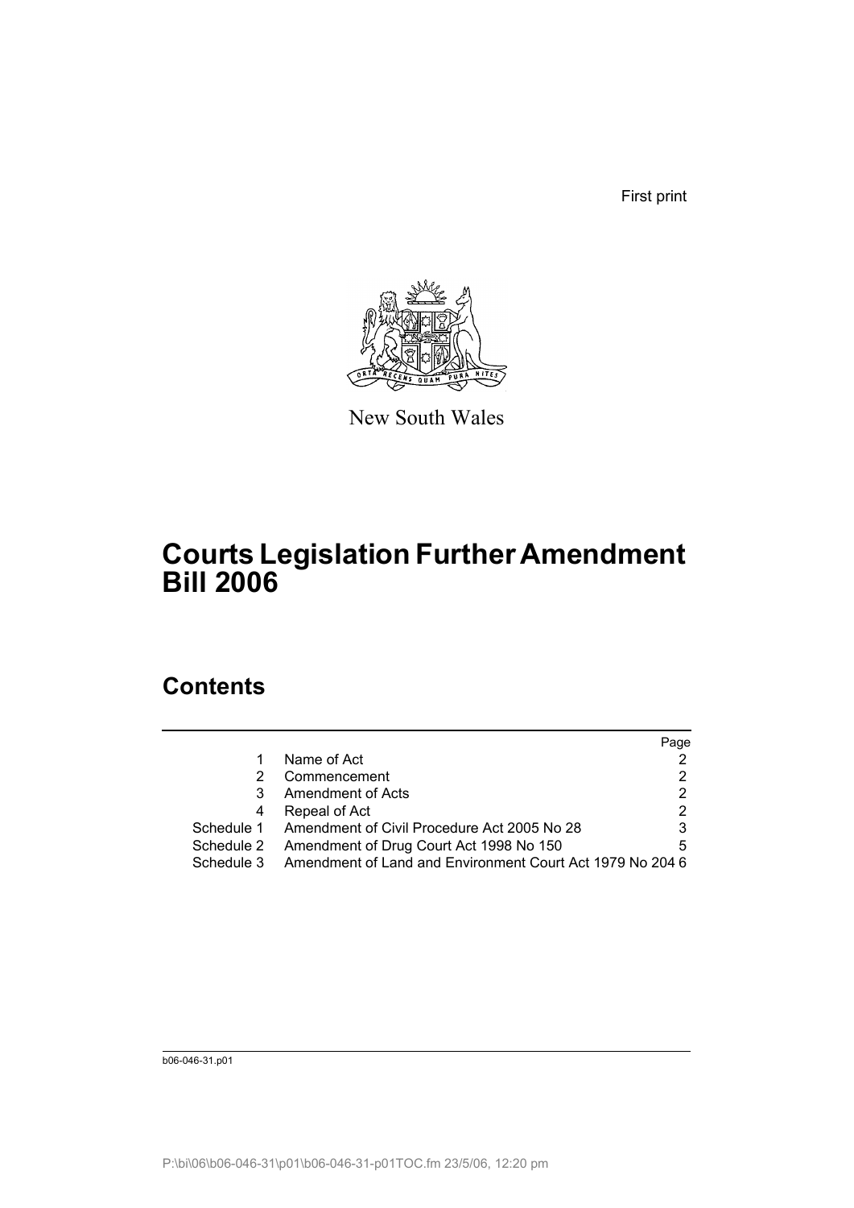First print

New South Wales

# Courts Legislation Further Amendment Bill 2006

## Contents

| | | Page |
|---|---|---|
| 1 | Name of Act | 2 |
| 2 | Commencement | 2 |
| 3 | Amendment of Acts | 2 |
| 4 | Repeal of Act | 2 |
| Schedule 1 | Amendment of Civil Procedure Act 2005 No 28 | 3 |
| Schedule 2 | Amendment of Drug Court Act 1998 No 150 | 5 |
| Schedule 3 | Amendment of Land and Environment Court Act 1979 No 204 | 6 |

b06-046-31.p01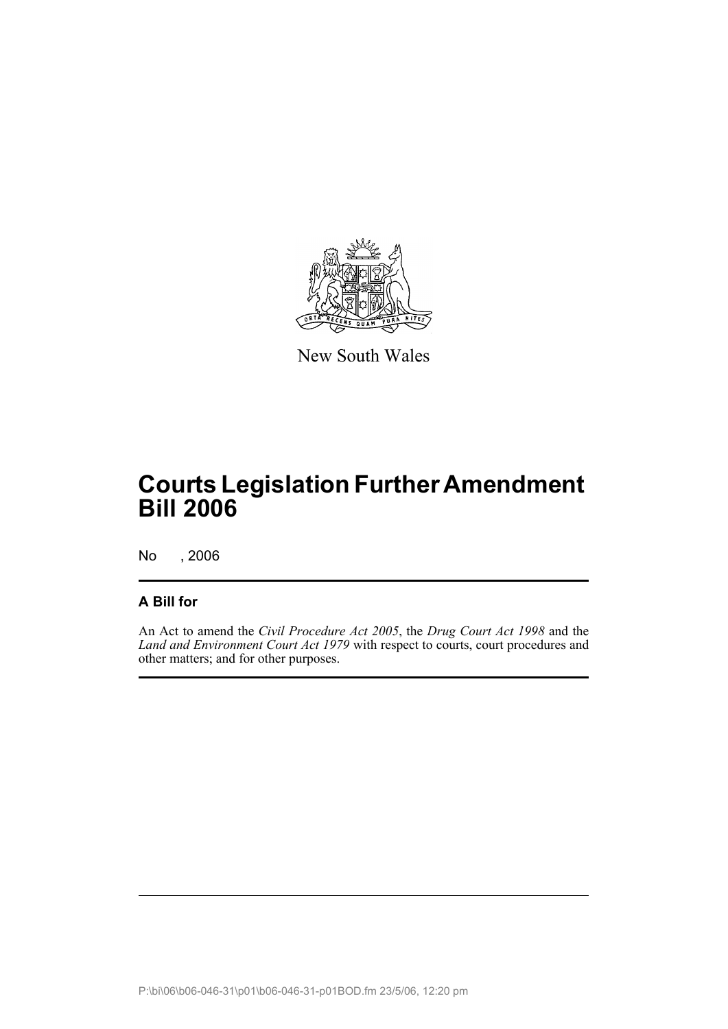New South Wales

# Courts Legislation Further Amendment Bill 2006

No , 2006

## A Bill for

An Act to amend the *Civil Procedure Act 2005*, the *Drug Court Act 1998* and the *Land and Environment Court Act 1979* with respect to courts, court procedures and other matters; and for other purposes.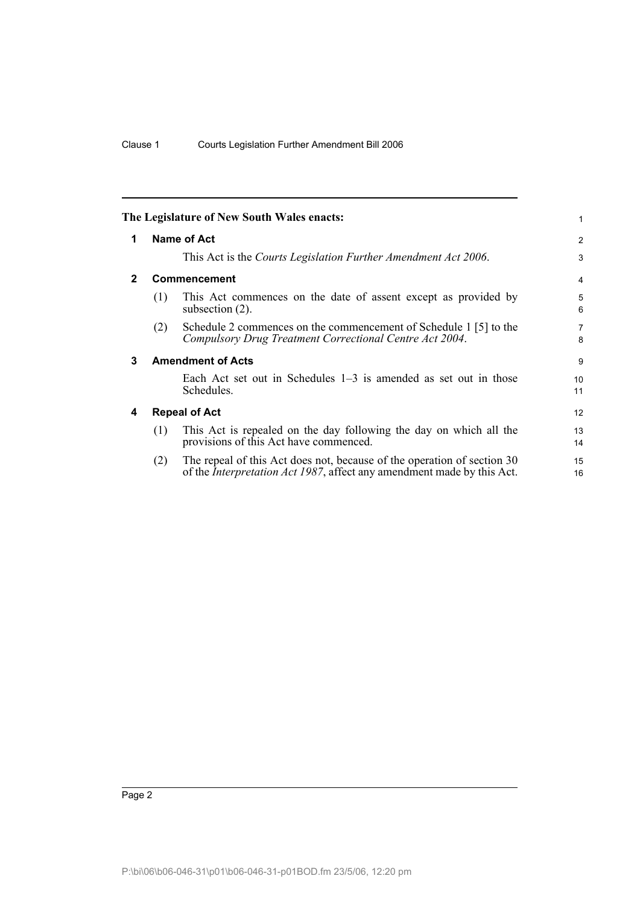**The Legislature of New South Wales enacts:**

## 1 Name of Act

This Act is the *Courts Legislation Further Amendment Act 2006*.

## 2 Commencement

(1) This Act commences on the date of assent except as provided by subsection (2).

(2) Schedule 2 commences on the commencement of Schedule 1 [5] to the *Compulsory Drug Treatment Correctional Centre Act 2004*.

## 3 Amendment of Acts

Each Act set out in Schedules 1–3 is amended as set out in those Schedules.

## 4 Repeal of Act

(1) This Act is repealed on the day following the day on which all the provisions of this Act have commenced.

(2) The repeal of this Act does not, because of the operation of section 30 of the *Interpretation Act 1987*, affect any amendment made by this Act.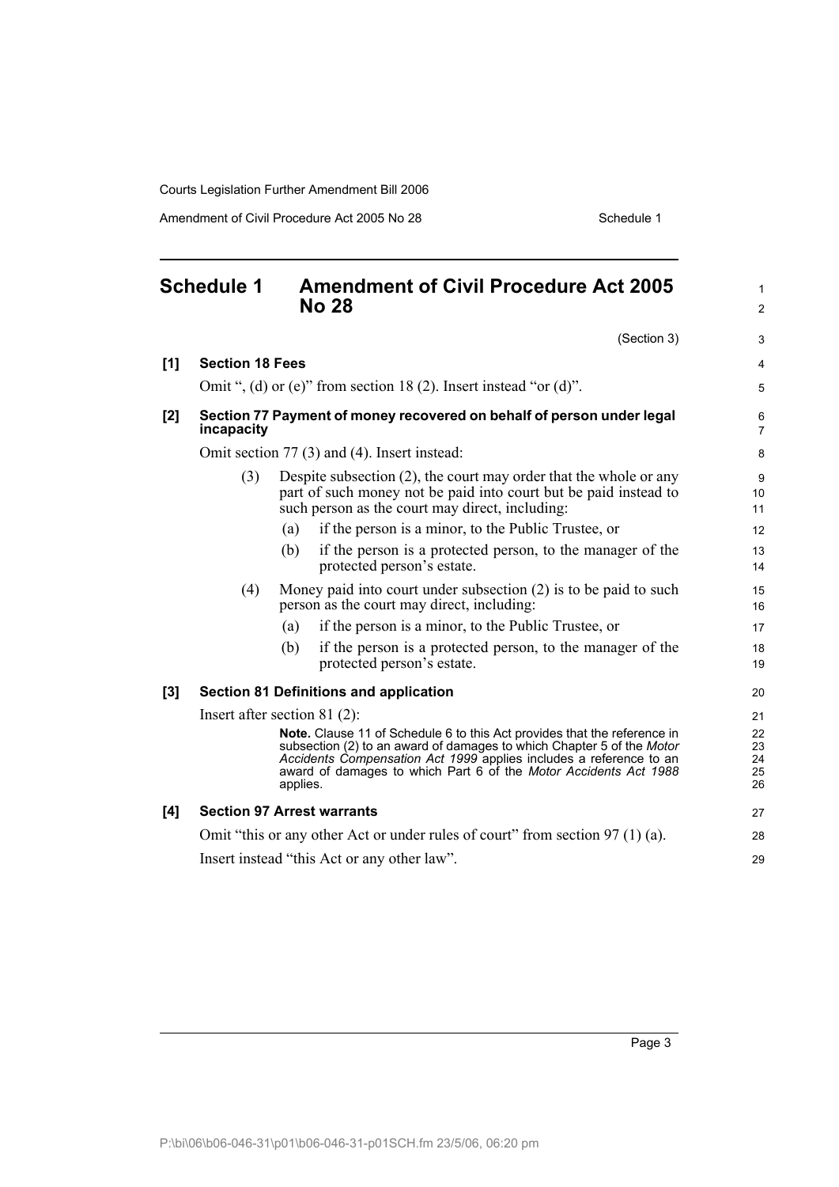## Schedule 1 Amendment of Civil Procedure Act 2005 No 28

(Section 3)

**[1] Section 18 Fees**

Omit ", (d) or (e)" from section 18 (2). Insert instead "or (d)".

**[2] Section 77 Payment of money recovered on behalf of person under legal incapacity**

Omit section 77 (3) and (4). Insert instead:

(3) Despite subsection (2), the court may order that the whole or any part of such money not be paid into court but be paid instead to such person as the court may direct, including:

(a) if the person is a minor, to the Public Trustee, or

(b) if the person is a protected person, to the manager of the protected person's estate.

(4) Money paid into court under subsection (2) is to be paid to such person as the court may direct, including:

(a) if the person is a minor, to the Public Trustee, or

(b) if the person is a protected person, to the manager of the protected person's estate.

**[3] Section 81 Definitions and application**

Insert after section 81 (2):

**Note.** Clause 11 of Schedule 6 to this Act provides that the reference in subsection (2) to an award of damages to which Chapter 5 of the *Motor Accidents Compensation Act 1999* applies includes a reference to an award of damages to which Part 6 of the *Motor Accidents Act 1988* applies.

**[4] Section 97 Arrest warrants**

Omit "this or any other Act or under rules of court" from section 97 (1) (a).

Insert instead "this Act or any other law".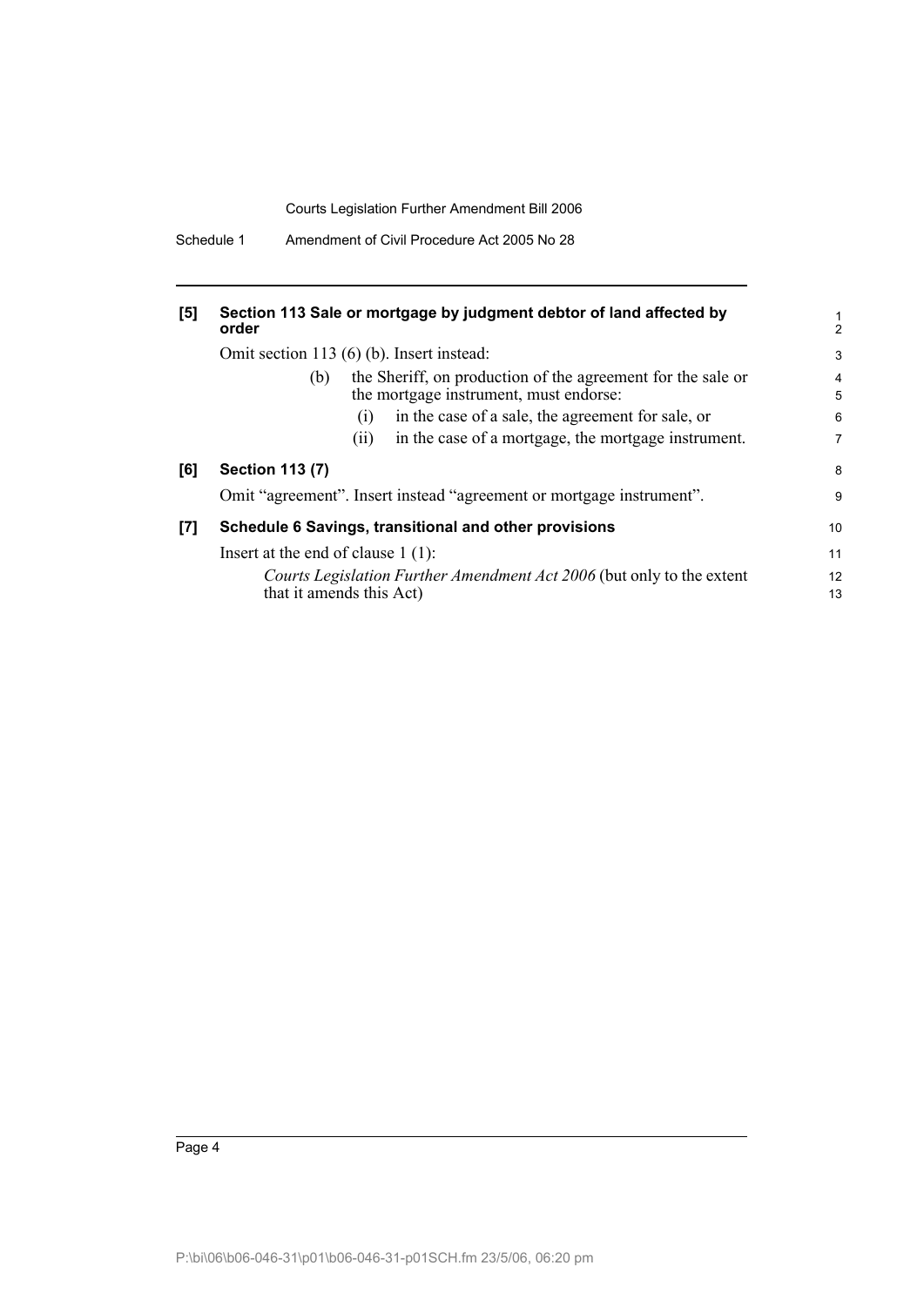**[5] Section 113 Sale or mortgage by judgment debtor of land affected by order**

Omit section 113 (6) (b). Insert instead:

> (b) the Sheriff, on production of the agreement for the sale or the mortgage instrument, must endorse:
>
> > (i) in the case of a sale, the agreement for sale, or
> >
> > (ii) in the case of a mortgage, the mortgage instrument.

**[6] Section 113 (7)**

Omit "agreement". Insert instead "agreement or mortgage instrument".

**[7] Schedule 6 Savings, transitional and other provisions**

Insert at the end of clause 1 (1):

> *Courts Legislation Further Amendment Act 2006* (but only to the extent that it amends this Act)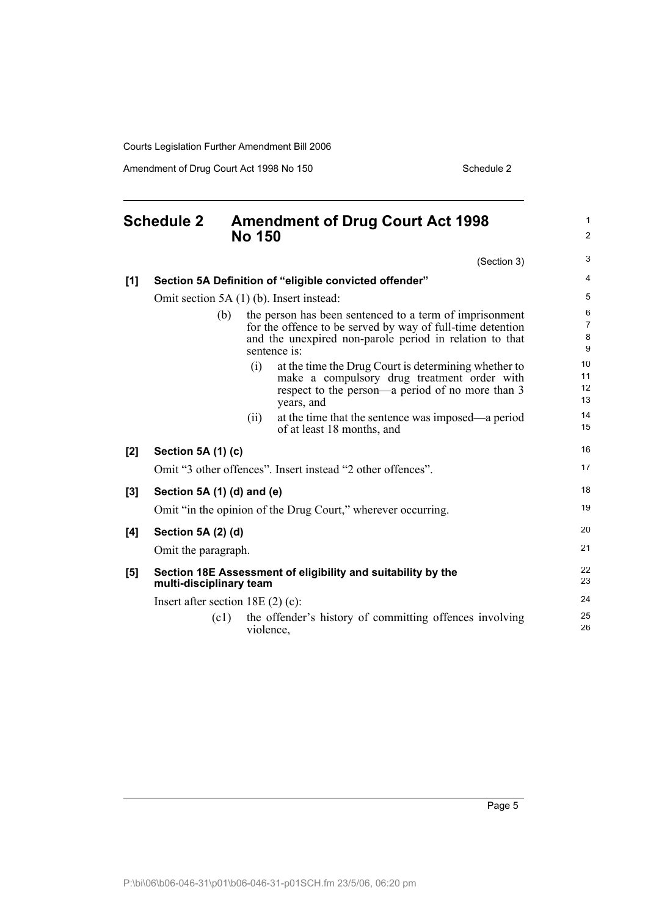# Schedule 2 Amendment of Drug Court Act 1998 No 150

(Section 3)

**[1] Section 5A Definition of "eligible convicted offender"**

Omit section 5A (1) (b). Insert instead:

> (b) the person has been sentenced to a term of imprisonment for the offence to be served by way of full-time detention and the unexpired non-parole period in relation to that sentence is:
>
> > (i) at the time the Drug Court is determining whether to make a compulsory drug treatment order with respect to the person—a period of no more than 3 years, and
> >
> > (ii) at the time that the sentence was imposed—a period of at least 18 months, and

**[2] Section 5A (1) (c)**

Omit "3 other offences". Insert instead "2 other offences".

**[3] Section 5A (1) (d) and (e)**

Omit "in the opinion of the Drug Court," wherever occurring.

**[4] Section 5A (2) (d)**

Omit the paragraph.

**[5] Section 18E Assessment of eligibility and suitability by the multi-disciplinary team**

Insert after section 18E (2) (c):

> (c1) the offender's history of committing offences involving violence,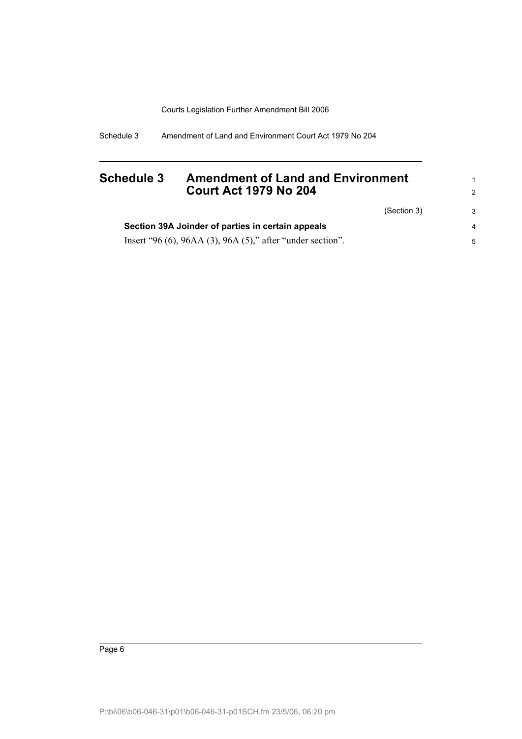# Schedule 3 Amendment of Land and Environment Court Act 1979 No 204

(Section 3)

**Section 39A Joinder of parties in certain appeals**

Insert "96 (6), 96AA (3), 96A (5)," after "under section".